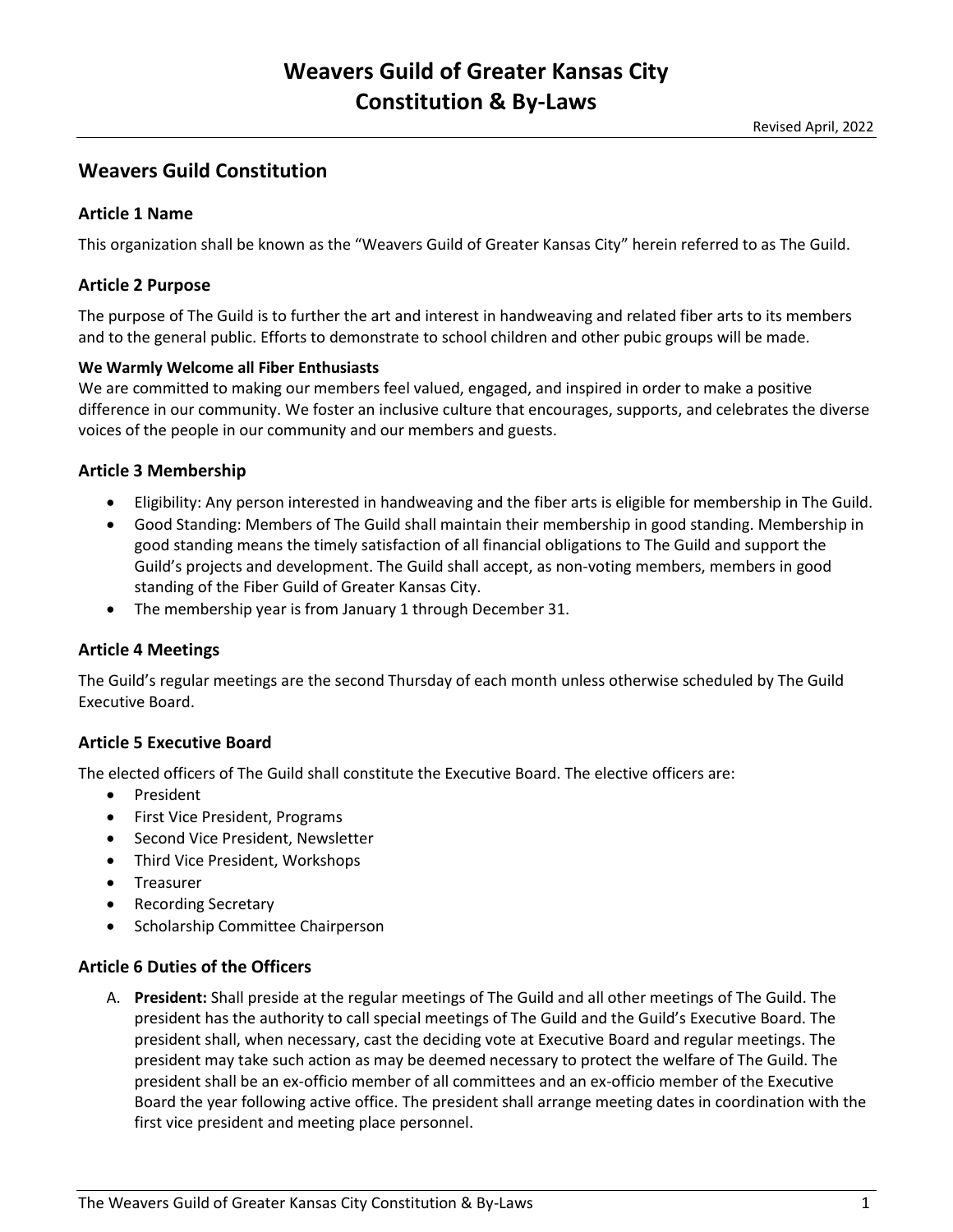# Weavers Guild of Greater Kansas City
# Constitution & By-Laws

Revised April, 2022

## Weavers Guild Constitution

### Article 1 Name

This organization shall be known as the "Weavers Guild of Greater Kansas City" herein referred to as The Guild.

### Article 2 Purpose

The purpose of The Guild is to further the art and interest in handweaving and related fiber arts to its members and to the general public. Efforts to demonstrate to school children and other pubic groups will be made.

**We Warmly Welcome all Fiber Enthusiasts**

We are committed to making our members feel valued, engaged, and inspired in order to make a positive difference in our community. We foster an inclusive culture that encourages, supports, and celebrates the diverse voices of the people in our community and our members and guests.

### Article 3 Membership

- Eligibility: Any person interested in handweaving and the fiber arts is eligible for membership in The Guild.
- Good Standing: Members of The Guild shall maintain their membership in good standing. Membership in good standing means the timely satisfaction of all financial obligations to The Guild and support the Guild's projects and development. The Guild shall accept, as non-voting members, members in good standing of the Fiber Guild of Greater Kansas City.
- The membership year is from January 1 through December 31.

### Article 4 Meetings

The Guild's regular meetings are the second Thursday of each month unless otherwise scheduled by The Guild Executive Board.

### Article 5 Executive Board

The elected officers of The Guild shall constitute the Executive Board. The elective officers are:

- President
- First Vice President, Programs
- Second Vice President, Newsletter
- Third Vice President, Workshops
- Treasurer
- Recording Secretary
- Scholarship Committee Chairperson

### Article 6 Duties of the Officers

A. **President:** Shall preside at the regular meetings of The Guild and all other meetings of The Guild. The president has the authority to call special meetings of The Guild and the Guild's Executive Board. The president shall, when necessary, cast the deciding vote at Executive Board and regular meetings. The president may take such action as may be deemed necessary to protect the welfare of The Guild. The president shall be an ex-officio member of all committees and an ex-officio member of the Executive Board the year following active office. The president shall arrange meeting dates in coordination with the first vice president and meeting place personnel.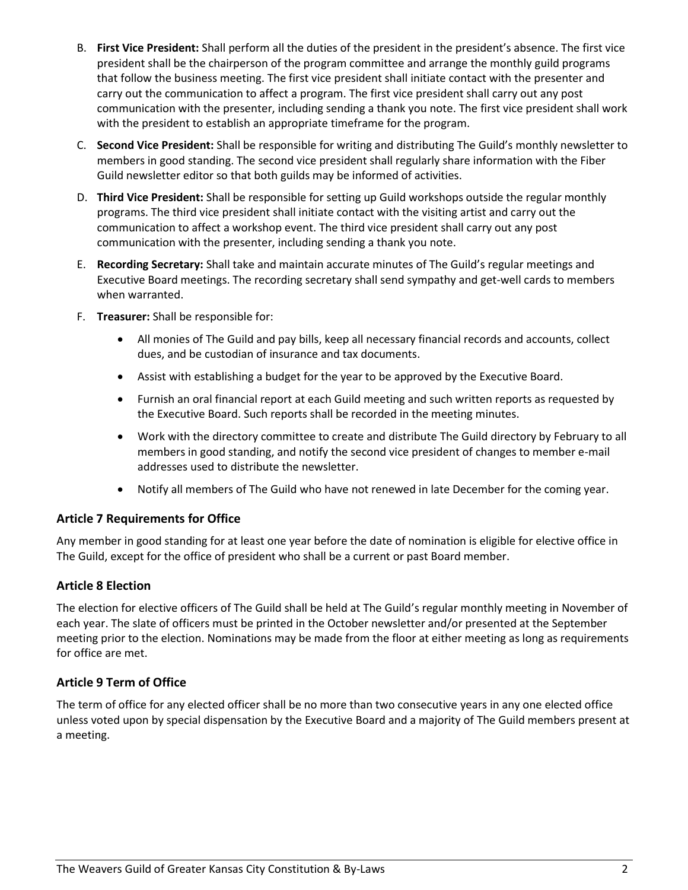B. **First Vice President:** Shall perform all the duties of the president in the president's absence. The first vice president shall be the chairperson of the program committee and arrange the monthly guild programs that follow the business meeting. The first vice president shall initiate contact with the presenter and carry out the communication to affect a program. The first vice president shall carry out any post communication with the presenter, including sending a thank you note. The first vice president shall work with the president to establish an appropriate timeframe for the program.

C. **Second Vice President:** Shall be responsible for writing and distributing The Guild's monthly newsletter to members in good standing. The second vice president shall regularly share information with the Fiber Guild newsletter editor so that both guilds may be informed of activities.

D. **Third Vice President:** Shall be responsible for setting up Guild workshops outside the regular monthly programs. The third vice president shall initiate contact with the visiting artist and carry out the communication to affect a workshop event. The third vice president shall carry out any post communication with the presenter, including sending a thank you note.

E. **Recording Secretary:** Shall take and maintain accurate minutes of The Guild's regular meetings and Executive Board meetings. The recording secretary shall send sympathy and get-well cards to members when warranted.

F. **Treasurer:** Shall be responsible for:

- All monies of The Guild and pay bills, keep all necessary financial records and accounts, collect dues, and be custodian of insurance and tax documents.
- Assist with establishing a budget for the year to be approved by the Executive Board.
- Furnish an oral financial report at each Guild meeting and such written reports as requested by the Executive Board. Such reports shall be recorded in the meeting minutes.
- Work with the directory committee to create and distribute The Guild directory by February to all members in good standing, and notify the second vice president of changes to member e-mail addresses used to distribute the newsletter.
- Notify all members of The Guild who have not renewed in late December for the coming year.

## Article 7 Requirements for Office

Any member in good standing for at least one year before the date of nomination is eligible for elective office in The Guild, except for the office of president who shall be a current or past Board member.

## Article 8 Election

The election for elective officers of The Guild shall be held at The Guild's regular monthly meeting in November of each year. The slate of officers must be printed in the October newsletter and/or presented at the September meeting prior to the election. Nominations may be made from the floor at either meeting as long as requirements for office are met.

## Article 9 Term of Office

The term of office for any elected officer shall be no more than two consecutive years in any one elected office unless voted upon by special dispensation by the Executive Board and a majority of The Guild members present at a meeting.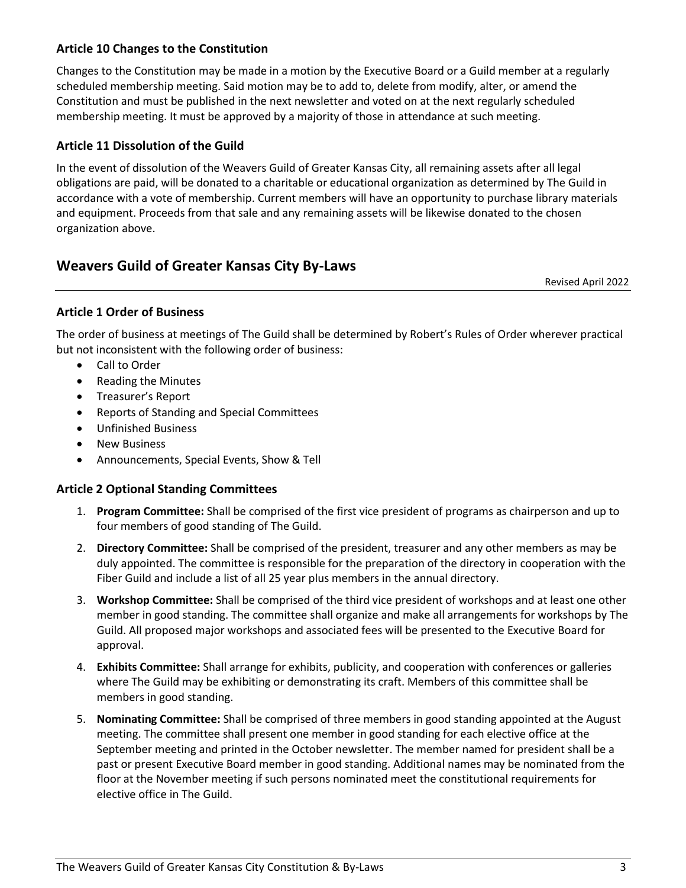### Article 10 Changes to the Constitution

Changes to the Constitution may be made in a motion by the Executive Board or a Guild member at a regularly scheduled membership meeting. Said motion may be to add to, delete from modify, alter, or amend the Constitution and must be published in the next newsletter and voted on at the next regularly scheduled membership meeting. It must be approved by a majority of those in attendance at such meeting.

### Article 11 Dissolution of the Guild

In the event of dissolution of the Weavers Guild of Greater Kansas City, all remaining assets after all legal obligations are paid, will be donated to a charitable or educational organization as determined by The Guild in accordance with a vote of membership. Current members will have an opportunity to purchase library materials and equipment. Proceeds from that sale and any remaining assets will be likewise donated to the chosen organization above.

## Weavers Guild of Greater Kansas City By-Laws

Revised April 2022

### Article 1 Order of Business

The order of business at meetings of The Guild shall be determined by Robert's Rules of Order wherever practical but not inconsistent with the following order of business:

- Call to Order
- Reading the Minutes
- Treasurer's Report
- Reports of Standing and Special Committees
- Unfinished Business
- New Business
- Announcements, Special Events, Show & Tell

### Article 2 Optional Standing Committees

1. **Program Committee:** Shall be comprised of the first vice president of programs as chairperson and up to four members of good standing of The Guild.
2. **Directory Committee:** Shall be comprised of the president, treasurer and any other members as may be duly appointed. The committee is responsible for the preparation of the directory in cooperation with the Fiber Guild and include a list of all 25 year plus members in the annual directory.
3. **Workshop Committee:** Shall be comprised of the third vice president of workshops and at least one other member in good standing. The committee shall organize and make all arrangements for workshops by The Guild. All proposed major workshops and associated fees will be presented to the Executive Board for approval.
4. **Exhibits Committee:** Shall arrange for exhibits, publicity, and cooperation with conferences or galleries where The Guild may be exhibiting or demonstrating its craft. Members of this committee shall be members in good standing.
5. **Nominating Committee:** Shall be comprised of three members in good standing appointed at the August meeting. The committee shall present one member in good standing for each elective office at the September meeting and printed in the October newsletter. The member named for president shall be a past or present Executive Board member in good standing. Additional names may be nominated from the floor at the November meeting if such persons nominated meet the constitutional requirements for elective office in The Guild.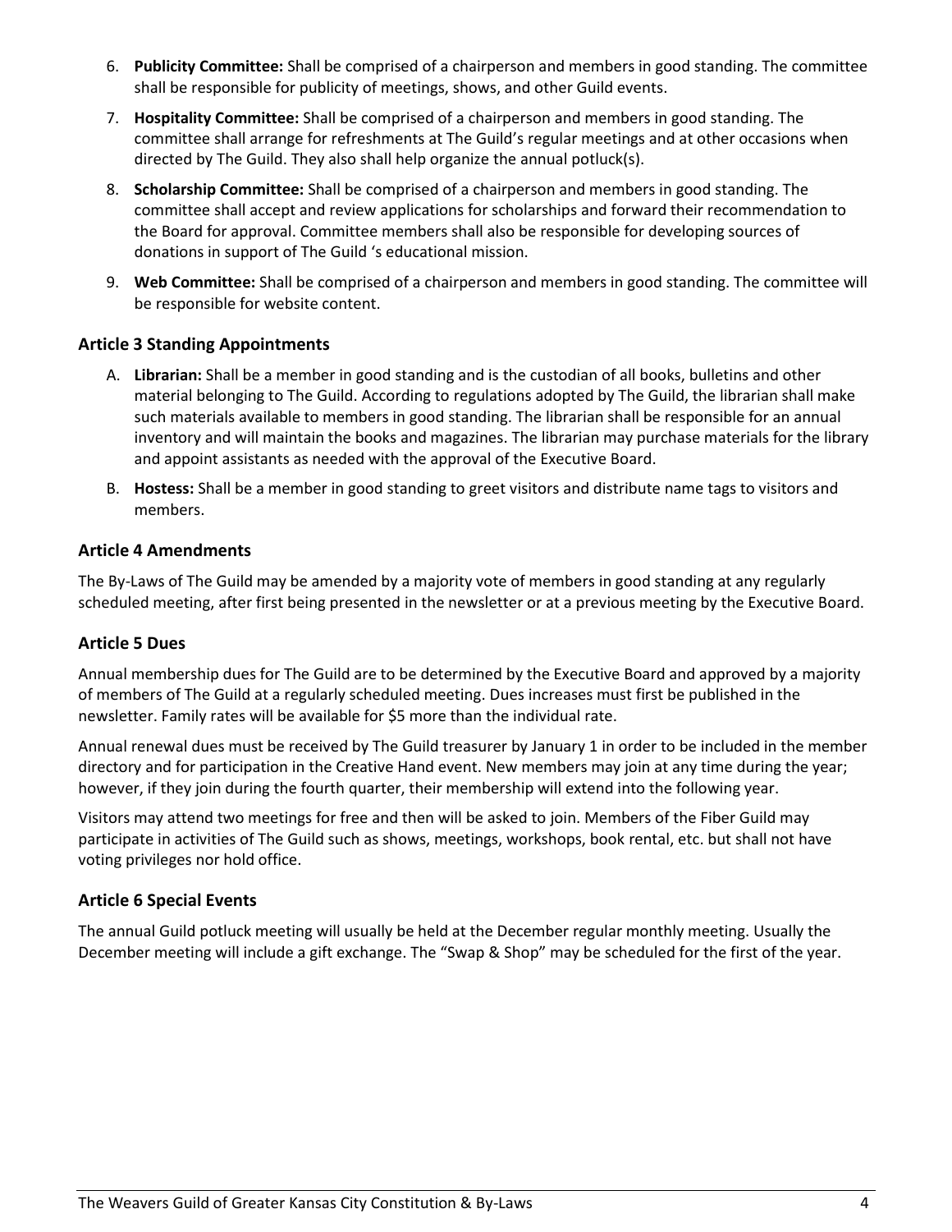6. **Publicity Committee:** Shall be comprised of a chairperson and members in good standing. The committee shall be responsible for publicity of meetings, shows, and other Guild events.
7. **Hospitality Committee:** Shall be comprised of a chairperson and members in good standing. The committee shall arrange for refreshments at The Guild's regular meetings and at other occasions when directed by The Guild. They also shall help organize the annual potluck(s).
8. **Scholarship Committee:** Shall be comprised of a chairperson and members in good standing. The committee shall accept and review applications for scholarships and forward their recommendation to the Board for approval. Committee members shall also be responsible for developing sources of donations in support of The Guild 's educational mission.
9. **Web Committee:** Shall be comprised of a chairperson and members in good standing. The committee will be responsible for website content.

### Article 3 Standing Appointments

A. **Librarian:** Shall be a member in good standing and is the custodian of all books, bulletins and other material belonging to The Guild. According to regulations adopted by The Guild, the librarian shall make such materials available to members in good standing. The librarian shall be responsible for an annual inventory and will maintain the books and magazines. The librarian may purchase materials for the library and appoint assistants as needed with the approval of the Executive Board.

B. **Hostess:** Shall be a member in good standing to greet visitors and distribute name tags to visitors and members.

### Article 4 Amendments

The By-Laws of The Guild may be amended by a majority vote of members in good standing at any regularly scheduled meeting, after first being presented in the newsletter or at a previous meeting by the Executive Board.

### Article 5 Dues

Annual membership dues for The Guild are to be determined by the Executive Board and approved by a majority of members of The Guild at a regularly scheduled meeting. Dues increases must first be published in the newsletter. Family rates will be available for $5 more than the individual rate.

Annual renewal dues must be received by The Guild treasurer by January 1 in order to be included in the member directory and for participation in the Creative Hand event. New members may join at any time during the year; however, if they join during the fourth quarter, their membership will extend into the following year.

Visitors may attend two meetings for free and then will be asked to join. Members of the Fiber Guild may participate in activities of The Guild such as shows, meetings, workshops, book rental, etc. but shall not have voting privileges nor hold office.

### Article 6 Special Events

The annual Guild potluck meeting will usually be held at the December regular monthly meeting. Usually the December meeting will include a gift exchange. The "Swap & Shop" may be scheduled for the first of the year.